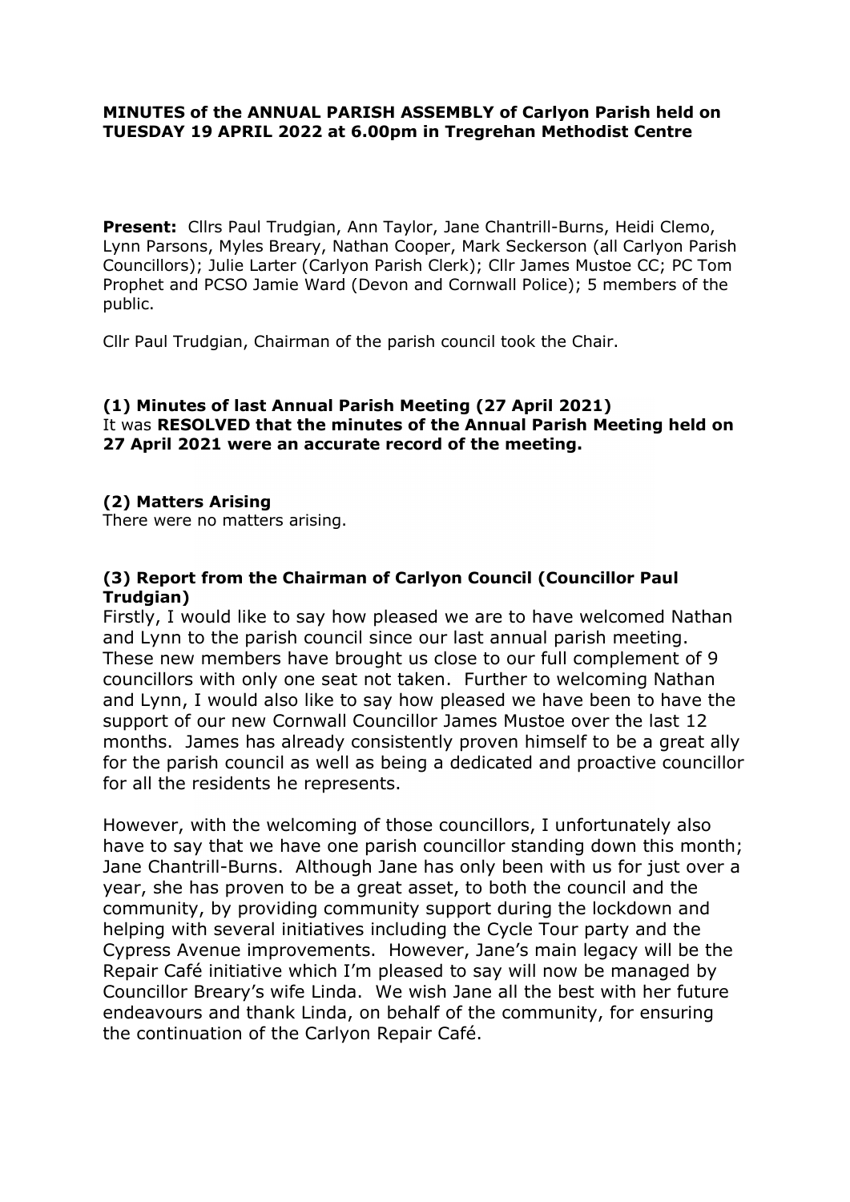**MINUTES of the ANNUAL PARISH ASSEMBLY of Carlyon Parish held on TUESDAY 19 APRIL 2022 at 6.00pm in Tregrehan Methodist Centre**

**Present:** Cllrs Paul Trudgian, Ann Taylor, Jane Chantrill-Burns, Heidi Clemo, Lynn Parsons, Myles Breary, Nathan Cooper, Mark Seckerson (all Carlyon Parish Councillors); Julie Larter (Carlyon Parish Clerk); Cllr James Mustoe CC; PC Tom Prophet and PCSO Jamie Ward (Devon and Cornwall Police); 5 members of the public.

Cllr Paul Trudgian, Chairman of the parish council took the Chair.

**(1) Minutes of last Annual Parish Meeting (27 April 2021)**

It was **RESOLVED that the minutes of the Annual Parish Meeting held on 27 April 2021 were an accurate record of the meeting.**

**(2) Matters Arising**

There were no matters arising.

**(3) Report from the Chairman of Carlyon Council (Councillor Paul Trudgian)**

Firstly, I would like to say how pleased we are to have welcomed Nathan and Lynn to the parish council since our last annual parish meeting. These new members have brought us close to our full complement of 9 councillors with only one seat not taken. Further to welcoming Nathan and Lynn, I would also like to say how pleased we have been to have the support of our new Cornwall Councillor James Mustoe over the last 12 months. James has already consistently proven himself to be a great ally for the parish council as well as being a dedicated and proactive councillor for all the residents he represents.

However, with the welcoming of those councillors, I unfortunately also have to say that we have one parish councillor standing down this month; Jane Chantrill-Burns. Although Jane has only been with us for just over a year, she has proven to be a great asset, to both the council and the community, by providing community support during the lockdown and helping with several initiatives including the Cycle Tour party and the Cypress Avenue improvements. However, Jane's main legacy will be the Repair Café initiative which I'm pleased to say will now be managed by Councillor Breary's wife Linda. We wish Jane all the best with her future endeavours and thank Linda, on behalf of the community, for ensuring the continuation of the Carlyon Repair Café.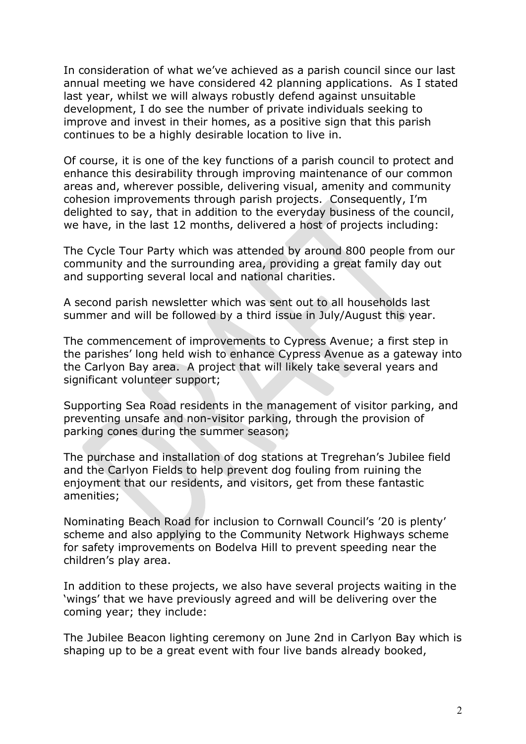In consideration of what we've achieved as a parish council since our last annual meeting we have considered 42 planning applications. As I stated last year, whilst we will always robustly defend against unsuitable development, I do see the number of private individuals seeking to improve and invest in their homes, as a positive sign that this parish continues to be a highly desirable location to live in.

Of course, it is one of the key functions of a parish council to protect and enhance this desirability through improving maintenance of our common areas and, wherever possible, delivering visual, amenity and community cohesion improvements through parish projects. Consequently, I'm delighted to say, that in addition to the everyday business of the council, we have, in the last 12 months, delivered a host of projects including:

The Cycle Tour Party which was attended by around 800 people from our community and the surrounding area, providing a great family day out and supporting several local and national charities.

A second parish newsletter which was sent out to all households last summer and will be followed by a third issue in July/August this year.

The commencement of improvements to Cypress Avenue; a first step in the parishes' long held wish to enhance Cypress Avenue as a gateway into the Carlyon Bay area. A project that will likely take several years and significant volunteer support;

Supporting Sea Road residents in the management of visitor parking, and preventing unsafe and non-visitor parking, through the provision of parking cones during the summer season;

The purchase and installation of dog stations at Tregrehan's Jubilee field and the Carlyon Fields to help prevent dog fouling from ruining the enjoyment that our residents, and visitors, get from these fantastic amenities;

Nominating Beach Road for inclusion to Cornwall Council's '20 is plenty' scheme and also applying to the Community Network Highways scheme for safety improvements on Bodelva Hill to prevent speeding near the children's play area.

In addition to these projects, we also have several projects waiting in the 'wings' that we have previously agreed and will be delivering over the coming year; they include:

The Jubilee Beacon lighting ceremony on June 2nd in Carlyon Bay which is shaping up to be a great event with four live bands already booked,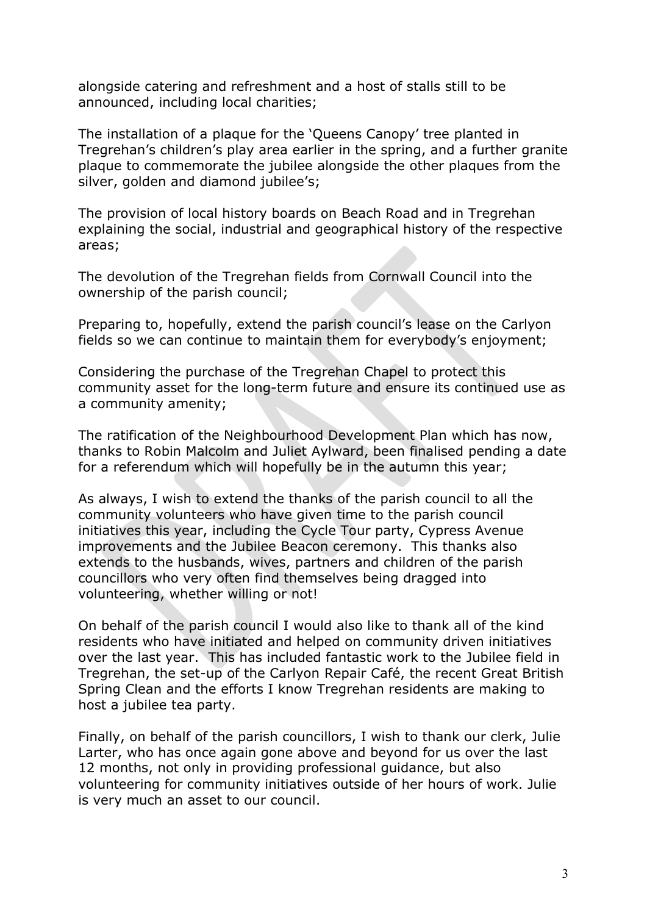alongside catering and refreshment and a host of stalls still to be announced, including local charities;

The installation of a plaque for the 'Queens Canopy' tree planted in Tregrehan's children's play area earlier in the spring, and a further granite plaque to commemorate the jubilee alongside the other plaques from the silver, golden and diamond jubilee's;

The provision of local history boards on Beach Road and in Tregrehan explaining the social, industrial and geographical history of the respective areas;

The devolution of the Tregrehan fields from Cornwall Council into the ownership of the parish council;

Preparing to, hopefully, extend the parish council's lease on the Carlyon fields so we can continue to maintain them for everybody's enjoyment;

Considering the purchase of the Tregrehan Chapel to protect this community asset for the long-term future and ensure its continued use as a community amenity;

The ratification of the Neighbourhood Development Plan which has now, thanks to Robin Malcolm and Juliet Aylward, been finalised pending a date for a referendum which will hopefully be in the autumn this year;

As always, I wish to extend the thanks of the parish council to all the community volunteers who have given time to the parish council initiatives this year, including the Cycle Tour party, Cypress Avenue improvements and the Jubilee Beacon ceremony. This thanks also extends to the husbands, wives, partners and children of the parish councillors who very often find themselves being dragged into volunteering, whether willing or not!

On behalf of the parish council I would also like to thank all of the kind residents who have initiated and helped on community driven initiatives over the last year. This has included fantastic work to the Jubilee field in Tregrehan, the set-up of the Carlyon Repair Café, the recent Great British Spring Clean and the efforts I know Tregrehan residents are making to host a jubilee tea party.

Finally, on behalf of the parish councillors, I wish to thank our clerk, Julie Larter, who has once again gone above and beyond for us over the last 12 months, not only in providing professional guidance, but also volunteering for community initiatives outside of her hours of work. Julie is very much an asset to our council.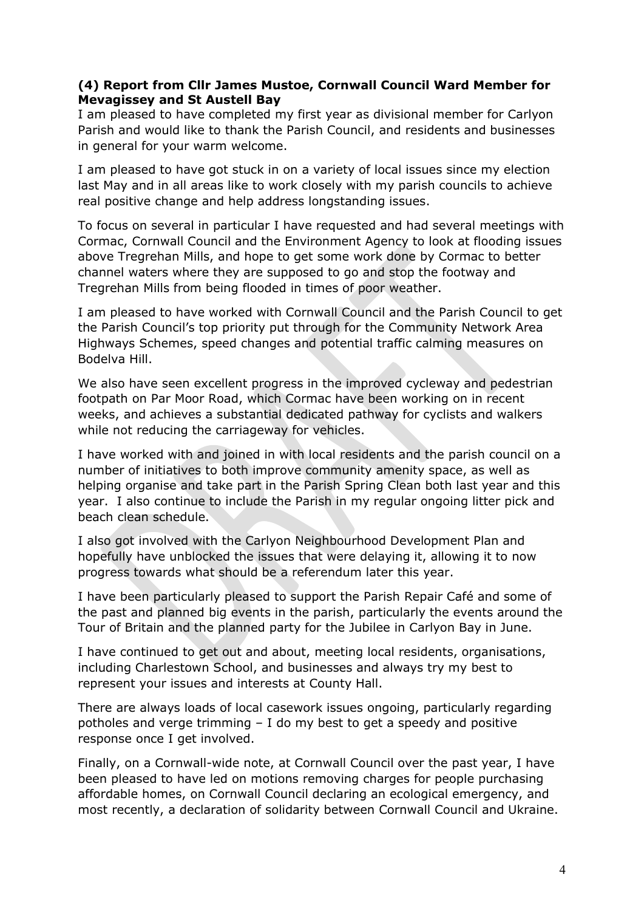**(4) Report from Cllr James Mustoe, Cornwall Council Ward Member for Mevagissey and St Austell Bay**

I am pleased to have completed my first year as divisional member for Carlyon Parish and would like to thank the Parish Council, and residents and businesses in general for your warm welcome.

I am pleased to have got stuck in on a variety of local issues since my election last May and in all areas like to work closely with my parish councils to achieve real positive change and help address longstanding issues.

To focus on several in particular I have requested and had several meetings with Cormac, Cornwall Council and the Environment Agency to look at flooding issues above Tregrehan Mills, and hope to get some work done by Cormac to better channel waters where they are supposed to go and stop the footway and Tregrehan Mills from being flooded in times of poor weather.

I am pleased to have worked with Cornwall Council and the Parish Council to get the Parish Council's top priority put through for the Community Network Area Highways Schemes, speed changes and potential traffic calming measures on Bodelva Hill.

We also have seen excellent progress in the improved cycleway and pedestrian footpath on Par Moor Road, which Cormac have been working on in recent weeks, and achieves a substantial dedicated pathway for cyclists and walkers while not reducing the carriageway for vehicles.

I have worked with and joined in with local residents and the parish council on a number of initiatives to both improve community amenity space, as well as helping organise and take part in the Parish Spring Clean both last year and this year. I also continue to include the Parish in my regular ongoing litter pick and beach clean schedule.

I also got involved with the Carlyon Neighbourhood Development Plan and hopefully have unblocked the issues that were delaying it, allowing it to now progress towards what should be a referendum later this year.

I have been particularly pleased to support the Parish Repair Café and some of the past and planned big events in the parish, particularly the events around the Tour of Britain and the planned party for the Jubilee in Carlyon Bay in June.

I have continued to get out and about, meeting local residents, organisations, including Charlestown School, and businesses and always try my best to represent your issues and interests at County Hall.

There are always loads of local casework issues ongoing, particularly regarding potholes and verge trimming – I do my best to get a speedy and positive response once I get involved.

Finally, on a Cornwall-wide note, at Cornwall Council over the past year, I have been pleased to have led on motions removing charges for people purchasing affordable homes, on Cornwall Council declaring an ecological emergency, and most recently, a declaration of solidarity between Cornwall Council and Ukraine.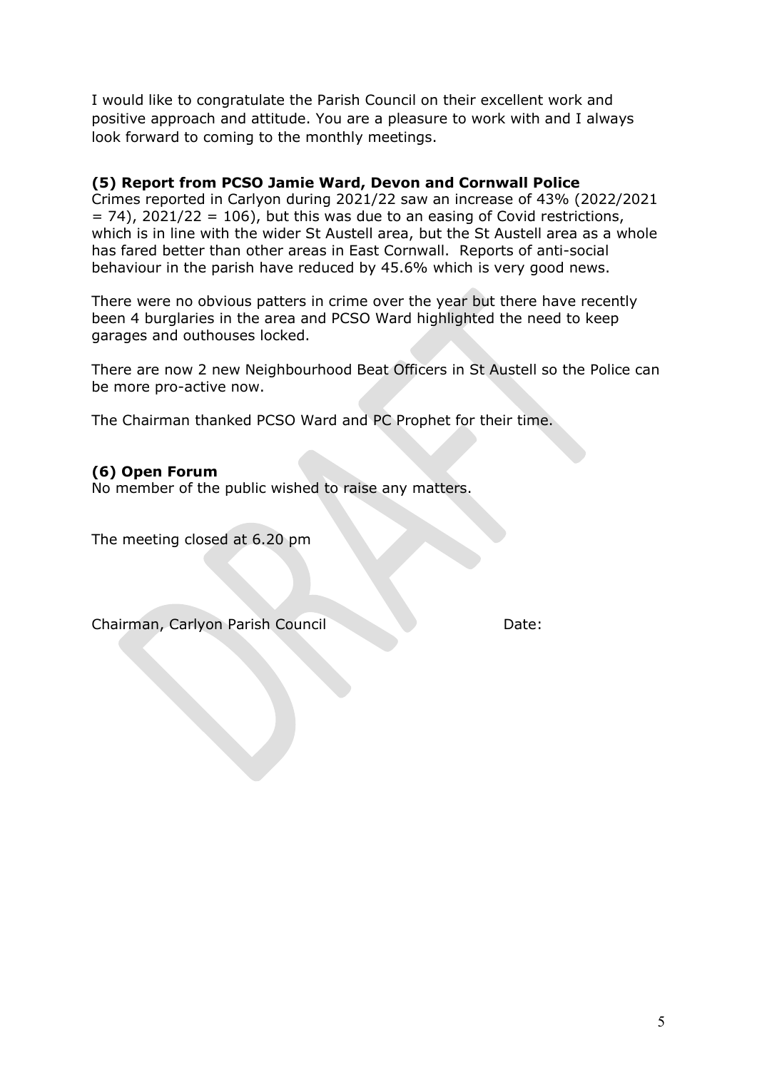I would like to congratulate the Parish Council on their excellent work and positive approach and attitude. You are a pleasure to work with and I always look forward to coming to the monthly meetings.

**(5) Report from PCSO Jamie Ward, Devon and Cornwall Police**
Crimes reported in Carlyon during 2021/22 saw an increase of 43% (2022/2021 = 74), 2021/22 = 106), but this was due to an easing of Covid restrictions, which is in line with the wider St Austell area, but the St Austell area as a whole has fared better than other areas in East Cornwall. Reports of anti-social behaviour in the parish have reduced by 45.6% which is very good news.

There were no obvious patters in crime over the year but there have recently been 4 burglaries in the area and PCSO Ward highlighted the need to keep garages and outhouses locked.

There are now 2 new Neighbourhood Beat Officers in St Austell so the Police can be more pro-active now.

The Chairman thanked PCSO Ward and PC Prophet for their time.

**(6) Open Forum**
No member of the public wished to raise any matters.

The meeting closed at 6.20 pm

Chairman, Carlyon Parish Council Date: